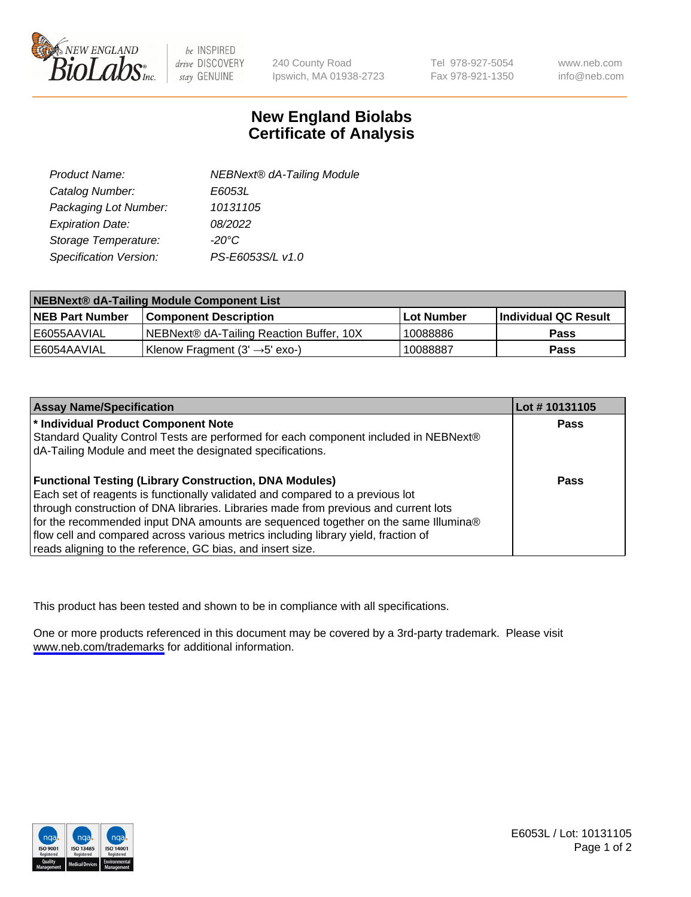240 County Road
Ipswich, MA 01938-2723

Tel 978-927-5054
Fax 978-921-1350

www.neb.com
info@neb.com

# New England Biolabs
# Certificate of Analysis

| | |
|---|---|
| *Product Name:* | *NEBNext® dA-Tailing Module* |
| *Catalog Number:* | *E6053L* |
| *Packaging Lot Number:* | *10131105* |
| *Expiration Date:* | *08/2022* |
| *Storage Temperature:* | *-20°C* |
| *Specification Version:* | *PS-E6053S/L v1.0* |

| **NEBNext® dA-Tailing Module Component List** | | | |
|---|---|---|---|
| **NEB Part Number** | **Component Description** | **Lot Number** | **Individual QC Result** |
| E6055AAVIAL | NEBNext® dA-Tailing Reaction Buffer, 10X | 10088886 | **Pass** |
| E6054AAVIAL | Klenow Fragment (3' →5' exo-) | 10088887 | **Pass** |

| **Assay Name/Specification** | **Lot # 10131105** |
|---|---|
| **\* Individual Product Component Note**<br>Standard Quality Control Tests are performed for each component included in NEBNext® dA-Tailing Module and meet the designated specifications. | **Pass** |
| **Functional Testing (Library Construction, DNA Modules)**<br>Each set of reagents is functionally validated and compared to a previous lot through construction of DNA libraries. Libraries made from previous and current lots for the recommended input DNA amounts are sequenced together on the same Illumina® flow cell and compared across various metrics including library yield, fraction of reads aligning to the reference, GC bias, and insert size. | **Pass** |

This product has been tested and shown to be in compliance with all specifications.

One or more products referenced in this document may be covered by a 3rd-party trademark. Please visit www.neb.com/trademarks for additional information.

E6053L / Lot: 10131105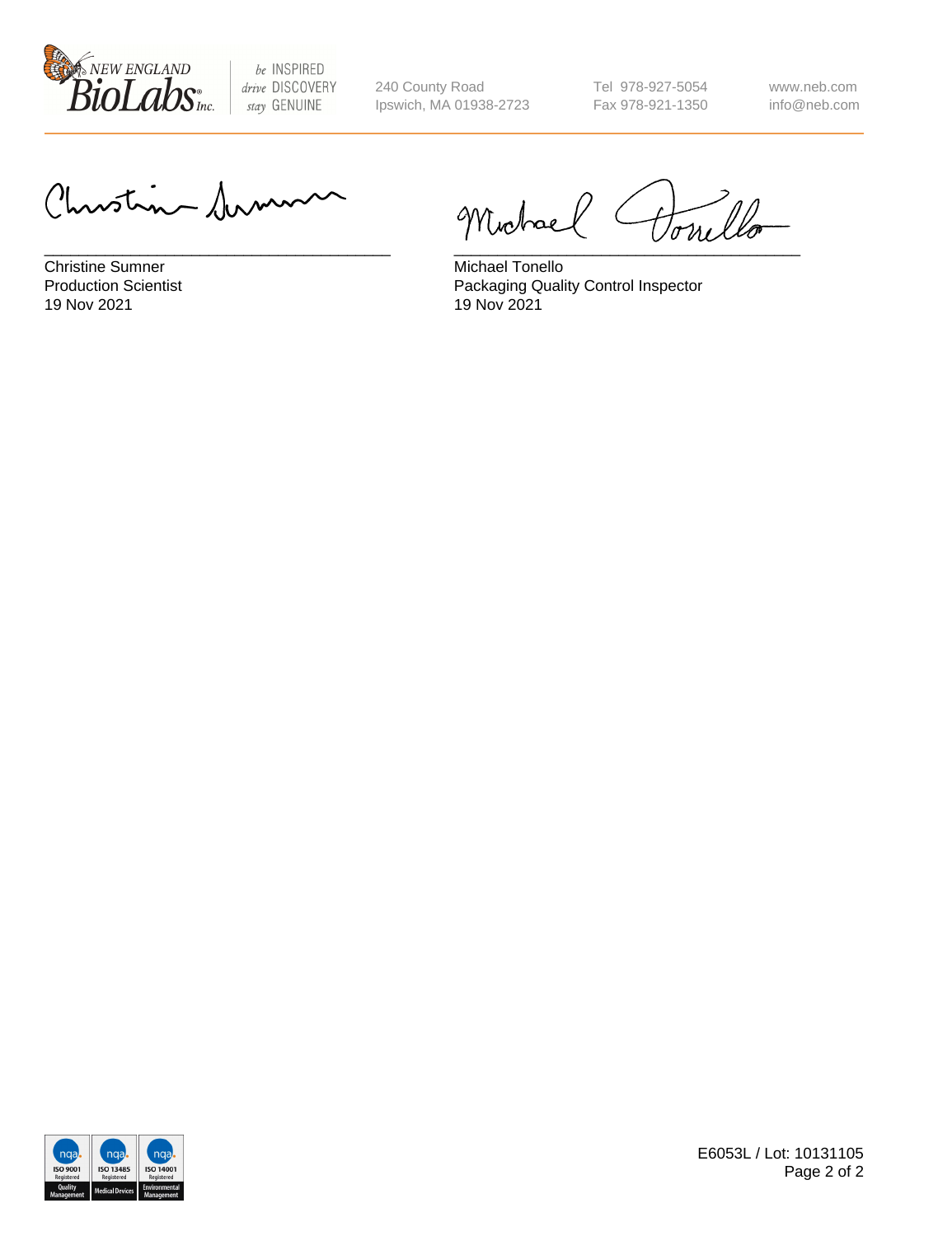be INSPIRED
drive DISCOVERY
stay GENUINE

240 County Road
Ipswich, MA 01938-2723

Tel 978-927-5054
Fax 978-921-1350

www.neb.com
info@neb.com

Christine Sumner
Production Scientist
19 Nov 2021

Michael Tonello
Packaging Quality Control Inspector
19 Nov 2021

E6053L / Lot: 10131105